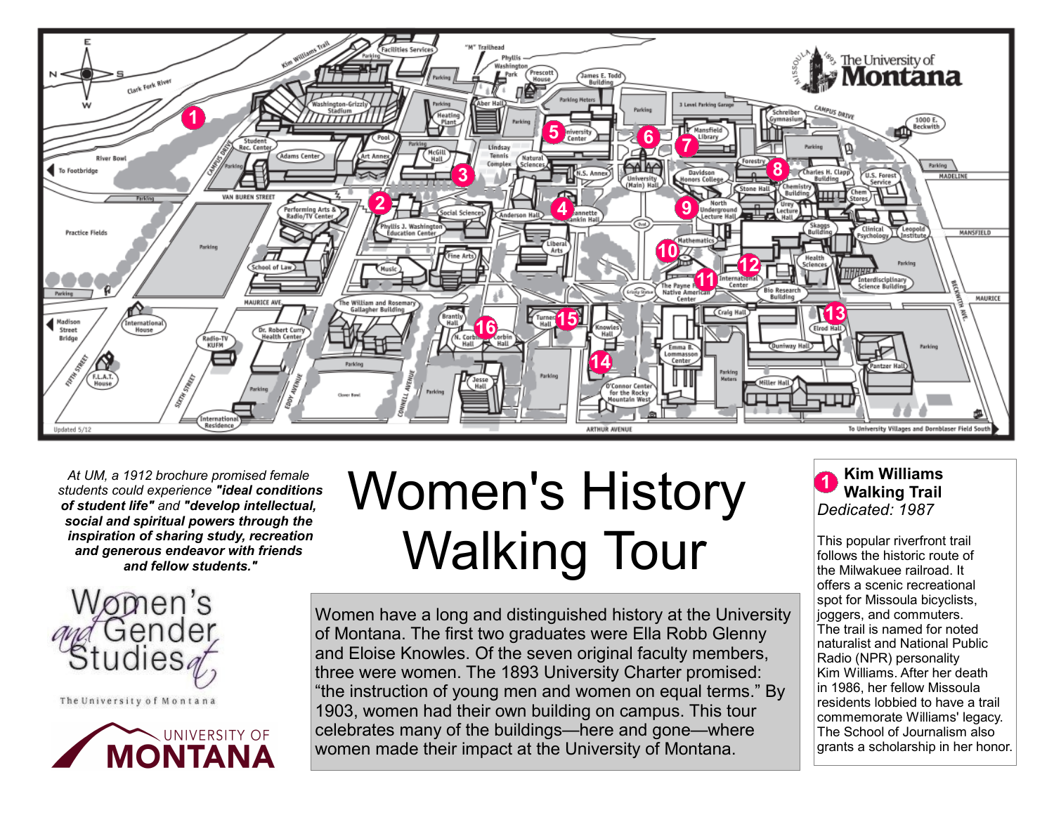# Women's History Walking Tour

*At UM, a 1912 brochure promised female students could experience **"ideal conditions of student life"** and **"develop intellectual, social and spiritual powers through the inspiration of sharing study, recreation and generous endeavor with friends and fellow students."***

Women's and Gender Studies at The University of Montana

UNIVERSITY OF MONTANA

Women have a long and distinguished history at the University of Montana. The first two graduates were Ella Robb Glenny and Eloise Knowles. Of the seven original faculty members, three were women. The 1893 University Charter promised: "the instruction of young men and women on equal terms." By 1903, women had their own building on campus. This tour celebrates many of the buildings—here and gone—where women made their impact at the University of Montana.

## 1 Kim Williams Walking Trail

*Dedicated: 1987*

This popular riverfront trail follows the historic route of the Milwakuee railroad. It offers a scenic recreational spot for Missoula bicyclists, joggers, and commuters. The trail is named for noted naturalist and National Public Radio (NPR) personality Kim Williams. After her death in 1986, her fellow Missoula residents lobbied to have a trail commemorate Williams' legacy. The School of Journalism also grants a scholarship in her honor.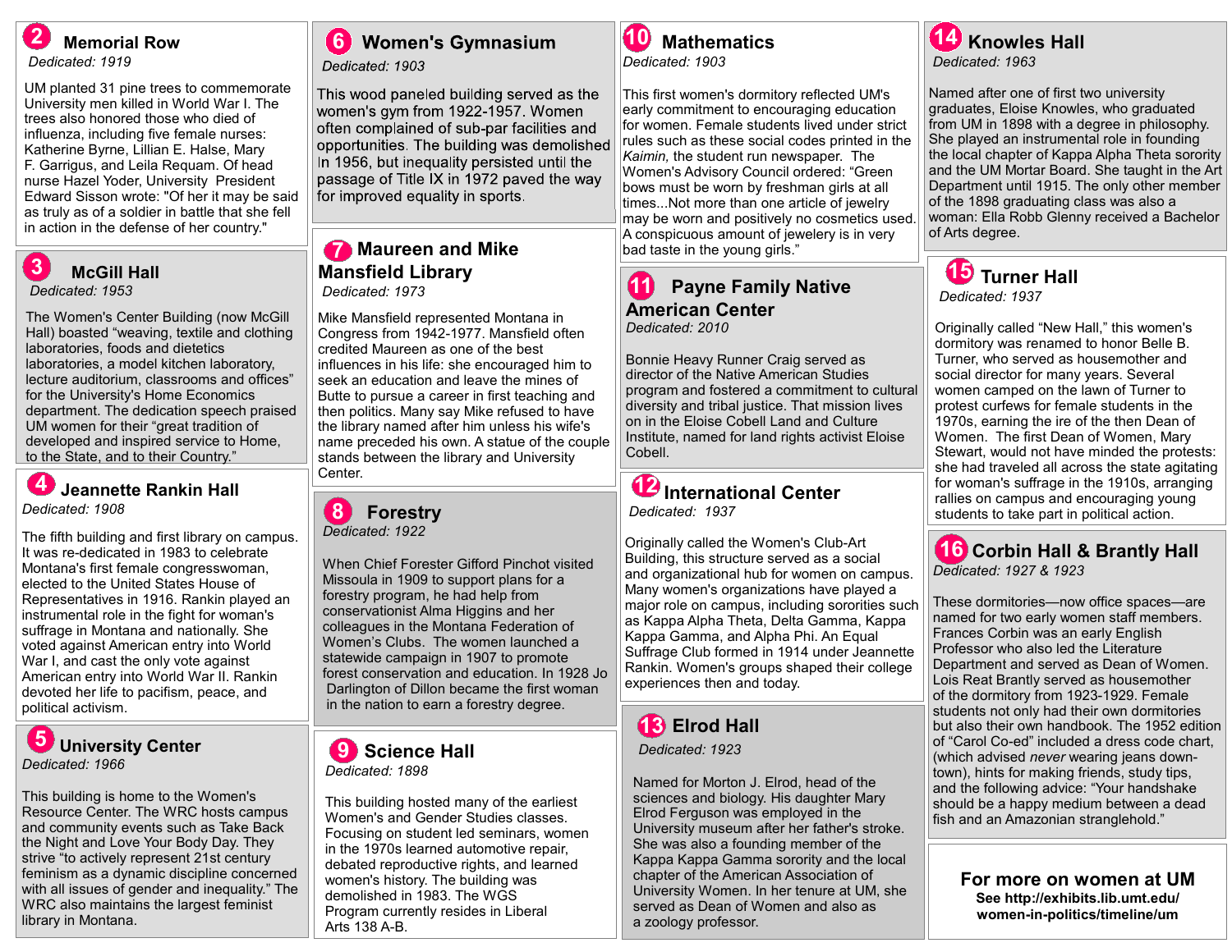## 2 Memorial Row

*Dedicated: 1919*

UM planted 31 pine trees to commemorate University men killed in World War I. The trees also honored those who died of influenza, including five female nurses: Katherine Byrne, Lillian E. Halse, Mary F. Garrigus, and Leila Requam. Of head nurse Hazel Yoder, University President Edward Sisson wrote: "Of her it may be said as truly as of a soldier in battle that she fell in action in the defense of her country."

## 3 McGill Hall

*Dedicated: 1953*

The Women's Center Building (now McGill Hall) boasted "weaving, textile and clothing laboratories, foods and dietetics laboratories, a model kitchen laboratory, lecture auditorium, classrooms and offices" for the University's Home Economics department. The dedication speech praised UM women for their "great tradition of developed and inspired service to Home, to the State, and to their Country."

## 4 Jeannette Rankin Hall

*Dedicated: 1908*

The fifth building and first library on campus. It was re-dedicated in 1983 to celebrate Montana's first female congresswoman, elected to the United States House of Representatives in 1916. Rankin played an instrumental role in the fight for woman's suffrage in Montana and nationally. She voted against American entry into World War I, and cast the only vote against American entry into World War II. Rankin devoted her life to pacifism, peace, and political activism.

## 5 University Center

*Dedicated: 1966*

This building is home to the Women's Resource Center. The WRC hosts campus and community events such as Take Back the Night and Love Your Body Day. They strive "to actively represent 21st century feminism as a dynamic discipline concerned with all issues of gender and inequality." The WRC also maintains the largest feminist library in Montana.

## 6 Women's Gymnasium

*Dedicated: 1903*

This wood paneled building served as the women's gym from 1922-1957. Women often complained of sub-par facilities and opportunities. The building was demolished In 1956, but inequality persisted until the passage of Title IX in 1972 paved the way for improved equality in sports.

## 7 Maureen and Mike Mansfield Library

*Dedicated: 1973*

Mike Mansfield represented Montana in Congress from 1942-1977. Mansfield often credited Maureen as one of the best influences in his life: she encouraged him to seek an education and leave the mines of Butte to pursue a career in first teaching and then politics. Many say Mike refused to have the library named after him unless his wife's name preceded his own. A statue of the couple stands between the library and University Center.

## 8 Forestry

*Dedicated: 1922*

When Chief Forester Gifford Pinchot visited Missoula in 1909 to support plans for a forestry program, he had help from conservationist Alma Higgins and her colleagues in the Montana Federation of Women's Clubs. The women launched a statewide campaign in 1907 to promote forest conservation and education. In 1928 Jo Darlington of Dillon became the first woman in the nation to earn a forestry degree.

## 9 Science Hall

*Dedicated: 1898*

This building hosted many of the earliest Women's and Gender Studies classes. Focusing on student led seminars, women in the 1970s learned automotive repair, debated reproductive rights, and learned women's history. The building was demolished in 1983. The WGS Program currently resides in Liberal Arts 138 A-B.

## 10 Mathematics

*Dedicated: 1903*

This first women's dormitory reflected UM's early commitment to encouraging education for women. Female students lived under strict rules such as these social codes printed in the *Kaimin*, the student run newspaper. The Women's Advisory Council ordered: "Green bows must be worn by freshman girls at all times...Not more than one article of jewelry may be worn and positively no cosmetics used. A conspicuous amount of jewelery is in very bad taste in the young girls."

## 11 Payne Family Native American Center

*Dedicated: 2010*

Bonnie Heavy Runner Craig served as director of the Native American Studies program and fostered a commitment to cultural diversity and tribal justice. That mission lives on in the Eloise Cobell Land and Culture Institute, named for land rights activist Eloise Cobell.

## 12 International Center

*Dedicated: 1937*

Originally called the Women's Club-Art Building, this structure served as a social and organizational hub for women on campus. Many women's organizations have played a major role on campus, including sororities such as Kappa Alpha Theta, Delta Gamma, Kappa Kappa Gamma, and Alpha Phi. An Equal Suffrage Club formed in 1914 under Jeannette Rankin. Women's groups shaped their college experiences then and today.

## 13 Elrod Hall

*Dedicated: 1923*

Named for Morton J. Elrod, head of the sciences and biology. His daughter Mary Elrod Ferguson was employed in the University museum after her father's stroke. She was also a founding member of the Kappa Kappa Gamma sorority and the local chapter of the American Association of University Women. In her tenure at UM, she served as Dean of Women and also as a zoology professor.

## 14 Knowles Hall

*Dedicated: 1963*

Named after one of first two university graduates, Eloise Knowles, who graduated from UM in 1898 with a degree in philosophy. She played an instrumental role in founding the local chapter of Kappa Alpha Theta sorority and the UM Mortar Board. She taught in the Art Department until 1915. The only other member of the 1898 graduating class was also a woman: Ella Robb Glenny received a Bachelor of Arts degree.

## 15 Turner Hall

*Dedicated: 1937*

Originally called "New Hall," this women's dormitory was renamed to honor Belle B. Turner, who served as housemother and social director for many years. Several women camped on the lawn of Turner to protest curfews for female students in the 1970s, earning the ire of the then Dean of Women. The first Dean of Women, Mary Stewart, would not have minded the protests: she had traveled all across the state agitating for woman's suffrage in the 1910s, arranging rallies on campus and encouraging young students to take part in political action.

## 16 Corbin Hall & Brantly Hall

*Dedicated: 1927 & 1923*

These dormitories—now office spaces—are named for two early women staff members. Frances Corbin was an early English Professor who also led the Literature Department and served as Dean of Women. Lois Reat Brantly served as housemother of the dormitory from 1923-1929. Female students not only had their own dormitories but also their own handbook. The 1952 edition of "Carol Co-ed" included a dress code chart, (which advised *never* wearing jeans down-town), hints for making friends, study tips, and the following advice: "Your handshake should be a happy medium between a dead fish and an Amazonian stranglehold."

**For more on women at UM**

**See http://exhibits.lib.umt.edu/women-in-politics/timeline/um**